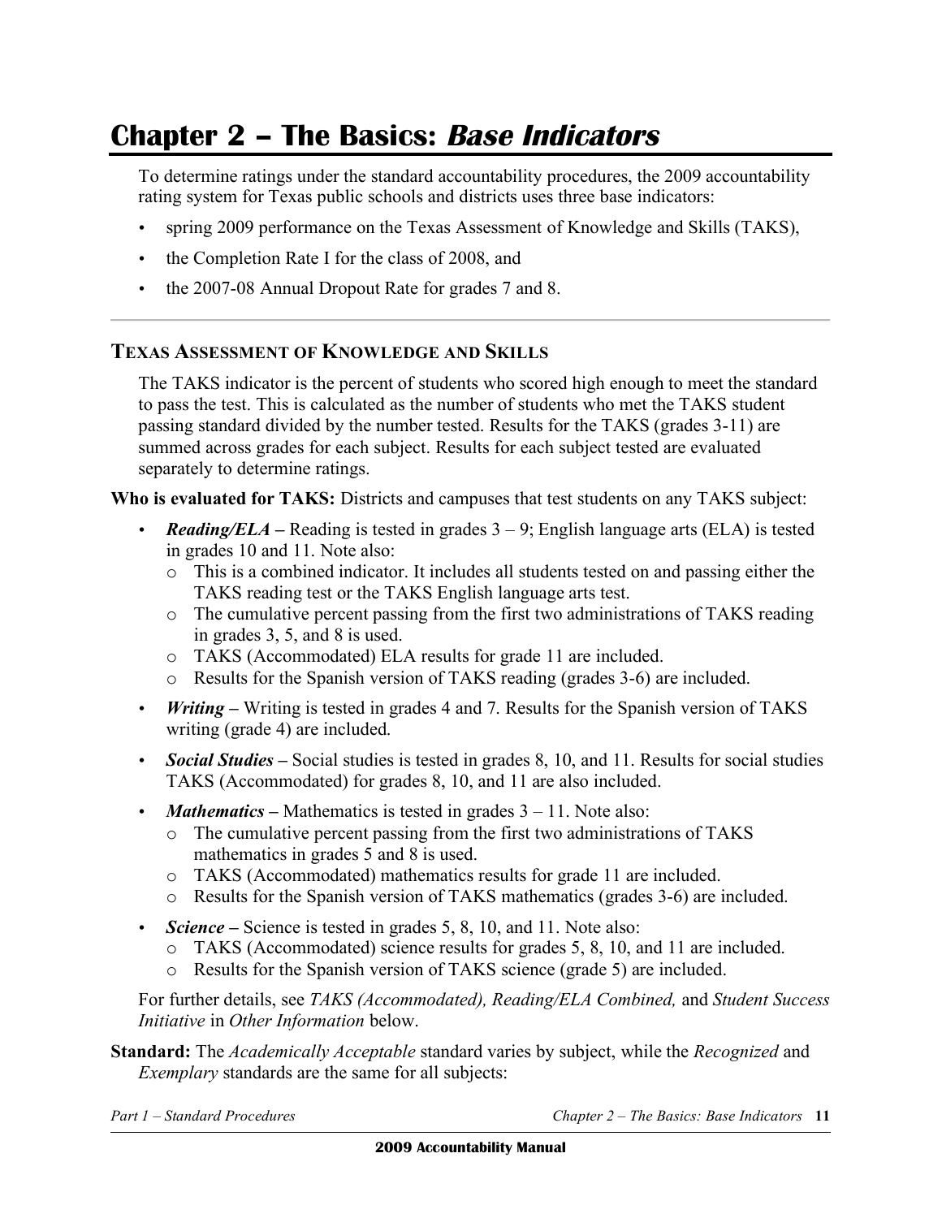# Chapter 2 – The Basics: *Base Indicators*

To determine ratings under the standard accountability procedures, the 2009 accountability rating system for Texas public schools and districts uses three base indicators:

- spring 2009 performance on the Texas Assessment of Knowledge and Skills (TAKS),
- the Completion Rate I for the class of 2008, and
- the 2007-08 Annual Dropout Rate for grades 7 and 8.

## TEXAS ASSESSMENT OF KNOWLEDGE AND SKILLS

The TAKS indicator is the percent of students who scored high enough to meet the standard to pass the test. This is calculated as the number of students who met the TAKS student passing standard divided by the number tested. Results for the TAKS (grades 3-11) are summed across grades for each subject. Results for each subject tested are evaluated separately to determine ratings.

**Who is evaluated for TAKS:** Districts and campuses that test students on any TAKS subject:

- ***Reading/ELA*** **–** Reading is tested in grades 3 – 9; English language arts (ELA) is tested in grades 10 and 11. Note also:
  - This is a combined indicator. It includes all students tested on and passing either the TAKS reading test or the TAKS English language arts test.
  - The cumulative percent passing from the first two administrations of TAKS reading in grades 3, 5, and 8 is used.
  - TAKS (Accommodated) ELA results for grade 11 are included.
  - Results for the Spanish version of TAKS reading (grades 3-6) are included.
- ***Writing*** **–** Writing is tested in grades 4 and 7. Results for the Spanish version of TAKS writing (grade 4) are included.
- ***Social Studies*** **–** Social studies is tested in grades 8, 10, and 11. Results for social studies TAKS (Accommodated) for grades 8, 10, and 11 are also included.
- ***Mathematics*** **–** Mathematics is tested in grades 3 – 11. Note also:
  - The cumulative percent passing from the first two administrations of TAKS mathematics in grades 5 and 8 is used.
  - TAKS (Accommodated) mathematics results for grade 11 are included.
  - Results for the Spanish version of TAKS mathematics (grades 3-6) are included.
- ***Science*** **–** Science is tested in grades 5, 8, 10, and 11. Note also:
  - TAKS (Accommodated) science results for grades 5, 8, 10, and 11 are included.
  - Results for the Spanish version of TAKS science (grade 5) are included.

For further details, see *TAKS (Accommodated), Reading/ELA Combined,* and *Student Success Initiative* in *Other Information* below.

**Standard:** The *Academically Acceptable* standard varies by subject, while the *Recognized* and *Exemplary* standards are the same for all subjects: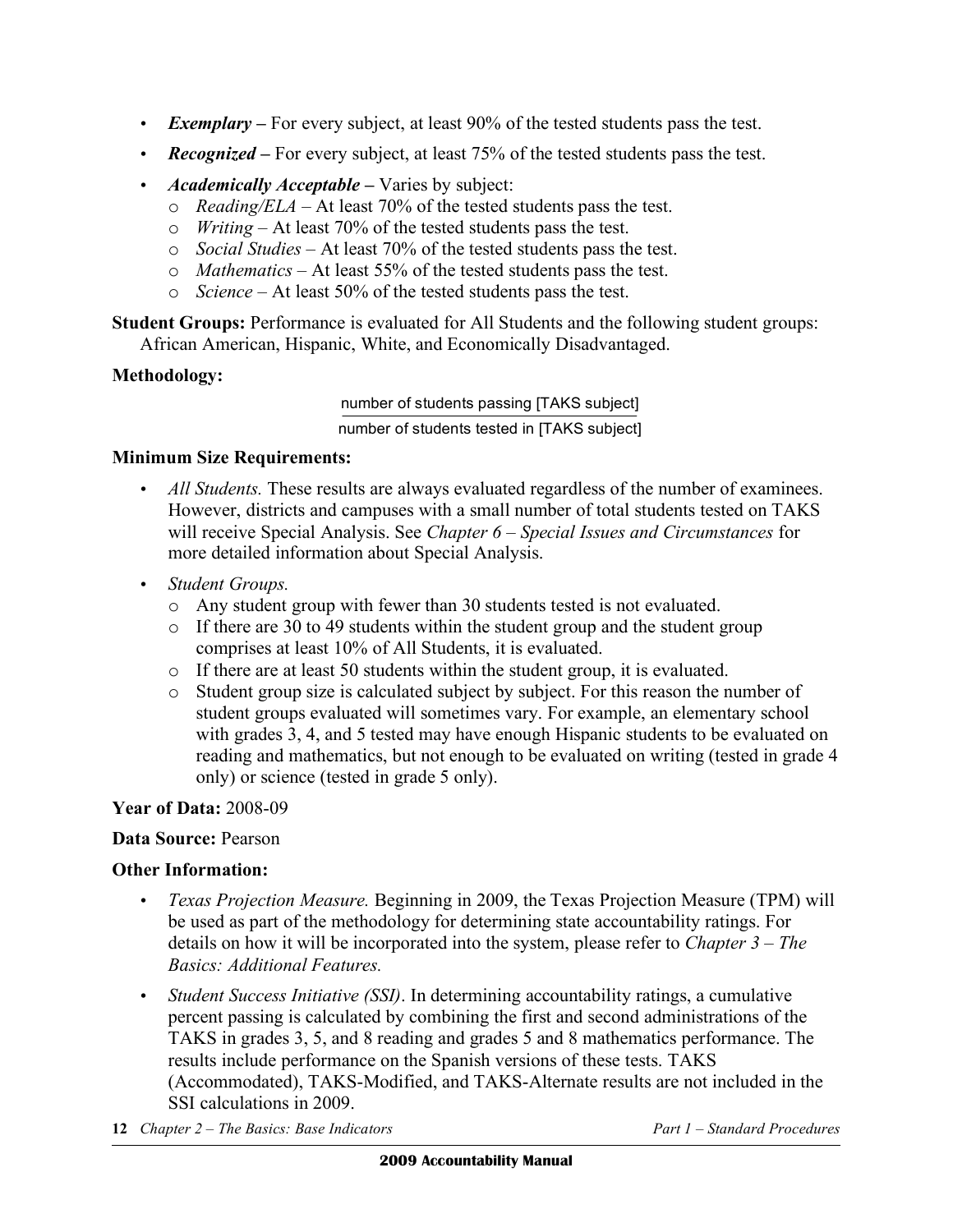- ***Exemplary –*** For every subject, at least 90% of the tested students pass the test.
- ***Recognized –*** For every subject, at least 75% of the tested students pass the test.
- ***Academically Acceptable –*** Varies by subject:
  - *Reading/ELA* – At least 70% of the tested students pass the test.
  - *Writing* – At least 70% of the tested students pass the test.
  - *Social Studies* – At least 70% of the tested students pass the test.
  - *Mathematics* – At least 55% of the tested students pass the test.
  - *Science* – At least 50% of the tested students pass the test.

**Student Groups:** Performance is evaluated for All Students and the following student groups: African American, Hispanic, White, and Economically Disadvantaged.

**Methodology:**

$$\frac{\text{number of students passing [TAKS subject]}}{\text{number of students tested in [TAKS subject]}}$$

**Minimum Size Requirements:**

- *All Students.* These results are always evaluated regardless of the number of examinees. However, districts and campuses with a small number of total students tested on TAKS will receive Special Analysis. See *Chapter 6 – Special Issues and Circumstances* for more detailed information about Special Analysis.
- *Student Groups.*
  - Any student group with fewer than 30 students tested is not evaluated.
  - If there are 30 to 49 students within the student group and the student group comprises at least 10% of All Students, it is evaluated.
  - If there are at least 50 students within the student group, it is evaluated.
  - Student group size is calculated subject by subject. For this reason the number of student groups evaluated will sometimes vary. For example, an elementary school with grades 3, 4, and 5 tested may have enough Hispanic students to be evaluated on reading and mathematics, but not enough to be evaluated on writing (tested in grade 4 only) or science (tested in grade 5 only).

**Year of Data:** 2008-09

**Data Source:** Pearson

**Other Information:**

- *Texas Projection Measure.* Beginning in 2009, the Texas Projection Measure (TPM) will be used as part of the methodology for determining state accountability ratings. For details on how it will be incorporated into the system, please refer to *Chapter 3 – The Basics: Additional Features.*
- *Student Success Initiative (SSI)*. In determining accountability ratings, a cumulative percent passing is calculated by combining the first and second administrations of the TAKS in grades 3, 5, and 8 reading and grades 5 and 8 mathematics performance. The results include performance on the Spanish versions of these tests. TAKS (Accommodated), TAKS-Modified, and TAKS-Alternate results are not included in the SSI calculations in 2009.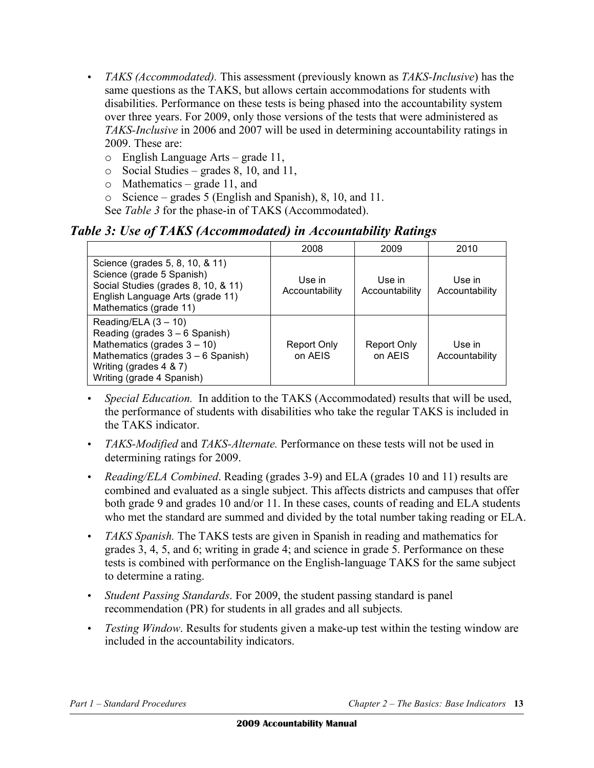- *TAKS (Accommodated).* This assessment (previously known as *TAKS-Inclusive*) has the same questions as the TAKS, but allows certain accommodations for students with disabilities. Performance on these tests is being phased into the accountability system over three years. For 2009, only those versions of the tests that were administered as *TAKS-Inclusive* in 2006 and 2007 will be used in determining accountability ratings in 2009. These are:
  - English Language Arts – grade 11,
  - Social Studies – grades 8, 10, and 11,
  - Mathematics – grade 11, and
  - Science – grades 5 (English and Spanish), 8, 10, and 11.

  See *Table 3* for the phase-in of TAKS (Accommodated).

### *Table 3: Use of TAKS (Accommodated) in Accountability Ratings*

| | 2008 | 2009 | 2010 |
|---|---|---|---|
| Science (grades 5, 8, 10, & 11)<br>Science (grade 5 Spanish)<br>Social Studies (grades 8, 10, & 11)<br>English Language Arts (grade 11)<br>Mathematics (grade 11) | Use in Accountability | Use in Accountability | Use in Accountability |
| Reading/ELA (3 – 10)<br>Reading (grades 3 – 6 Spanish)<br>Mathematics (grades 3 – 10)<br>Mathematics (grades 3 – 6 Spanish)<br>Writing (grades 4 & 7)<br>Writing (grade 4 Spanish) | Report Only on AEIS | Report Only on AEIS | Use in Accountability |

- *Special Education.* In addition to the TAKS (Accommodated) results that will be used, the performance of students with disabilities who take the regular TAKS is included in the TAKS indicator.
- *TAKS-Modified* and *TAKS-Alternate.* Performance on these tests will not be used in determining ratings for 2009.
- *Reading/ELA Combined*. Reading (grades 3-9) and ELA (grades 10 and 11) results are combined and evaluated as a single subject. This affects districts and campuses that offer both grade 9 and grades 10 and/or 11. In these cases, counts of reading and ELA students who met the standard are summed and divided by the total number taking reading or ELA.
- *TAKS Spanish.* The TAKS tests are given in Spanish in reading and mathematics for grades 3, 4, 5, and 6; writing in grade 4; and science in grade 5. Performance on these tests is combined with performance on the English-language TAKS for the same subject to determine a rating.
- *Student Passing Standards*. For 2009, the student passing standard is panel recommendation (PR) for students in all grades and all subjects.
- *Testing Window*. Results for students given a make-up test within the testing window are included in the accountability indicators.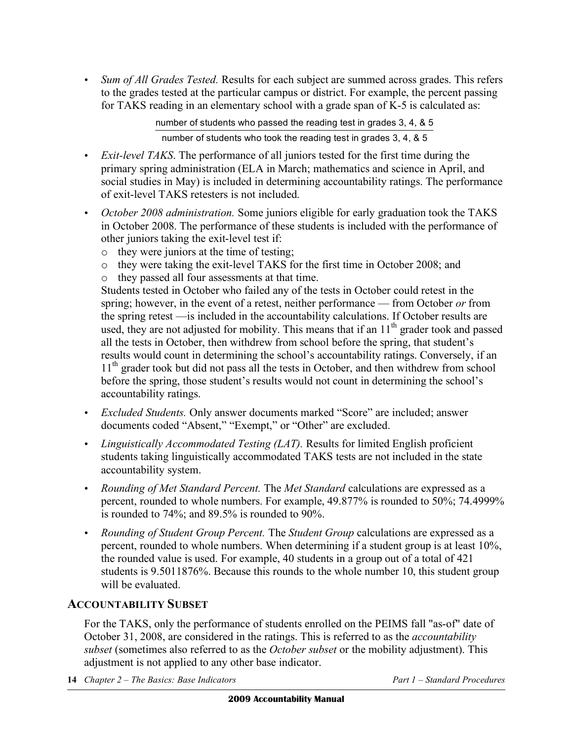- *Sum of All Grades Tested.* Results for each subject are summed across grades. This refers to the grades tested at the particular campus or district. For example, the percent passing for TAKS reading in an elementary school with a grade span of K-5 is calculated as:

$$\frac{\text{number of students who passed the reading test in grades 3, 4, \& 5}}{\text{number of students who took the reading test in grades 3, 4, \& 5}}$$

- *Exit-level TAKS*. The performance of all juniors tested for the first time during the primary spring administration (ELA in March; mathematics and science in April, and social studies in May) is included in determining accountability ratings. The performance of exit-level TAKS retesters is not included.

- *October 2008 administration.* Some juniors eligible for early graduation took the TAKS in October 2008. The performance of these students is included with the performance of other juniors taking the exit-level test if:
  - o they were juniors at the time of testing;
  - o they were taking the exit-level TAKS for the first time in October 2008; and
  - o they passed all four assessments at that time.

  Students tested in October who failed any of the tests in October could retest in the spring; however, in the event of a retest, neither performance — from October *or* from the spring retest —is included in the accountability calculations. If October results are used, they are not adjusted for mobility. This means that if an 11th grader took and passed all the tests in October, then withdrew from school before the spring, that student's results would count in determining the school's accountability ratings. Conversely, if an 11th grader took but did not pass all the tests in October, and then withdrew from school before the spring, those student's results would not count in determining the school's accountability ratings.

- *Excluded Students.* Only answer documents marked "Score" are included; answer documents coded "Absent," "Exempt," or "Other" are excluded.

- *Linguistically Accommodated Testing (LAT).* Results for limited English proficient students taking linguistically accommodated TAKS tests are not included in the state accountability system.

- *Rounding of Met Standard Percent.* The *Met Standard* calculations are expressed as a percent, rounded to whole numbers. For example, 49.877% is rounded to 50%; 74.4999% is rounded to 74%; and 89.5% is rounded to 90%.

- *Rounding of Student Group Percent.* The *Student Group* calculations are expressed as a percent, rounded to whole numbers. When determining if a student group is at least 10%, the rounded value is used. For example, 40 students in a group out of a total of 421 students is 9.5011876%. Because this rounds to the whole number 10, this student group will be evaluated.

## ACCOUNTABILITY SUBSET

For the TAKS, only the performance of students enrolled on the PEIMS fall "as-of" date of October 31, 2008, are considered in the ratings. This is referred to as the *accountability subset* (sometimes also referred to as the *October subset* or the mobility adjustment). This adjustment is not applied to any other base indicator.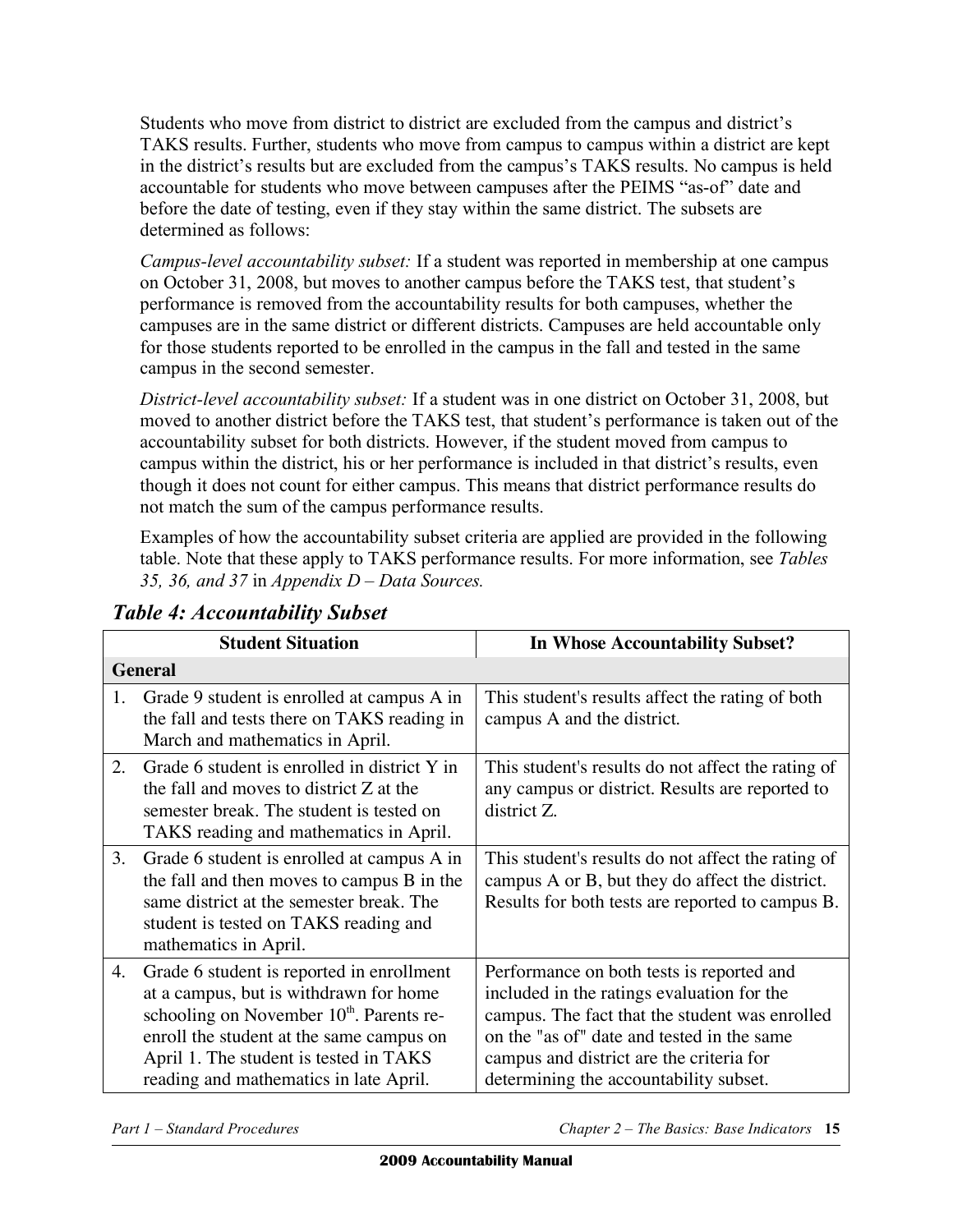Students who move from district to district are excluded from the campus and district's TAKS results. Further, students who move from campus to campus within a district are kept in the district's results but are excluded from the campus's TAKS results. No campus is held accountable for students who move between campuses after the PEIMS "as-of" date and before the date of testing, even if they stay within the same district. The subsets are determined as follows:

*Campus-level accountability subset:* If a student was reported in membership at one campus on October 31, 2008, but moves to another campus before the TAKS test, that student's performance is removed from the accountability results for both campuses, whether the campuses are in the same district or different districts. Campuses are held accountable only for those students reported to be enrolled in the campus in the fall and tested in the same campus in the second semester.

*District-level accountability subset:* If a student was in one district on October 31, 2008, but moved to another district before the TAKS test, that student's performance is taken out of the accountability subset for both districts. However, if the student moved from campus to campus within the district, his or her performance is included in that district's results, even though it does not count for either campus. This means that district performance results do not match the sum of the campus performance results.

Examples of how the accountability subset criteria are applied are provided in the following table. Note that these apply to TAKS performance results. For more information, see *Tables 35, 36, and 37* in *Appendix D – Data Sources.*

### *Table 4: Accountability Subset*

| Student Situation | In Whose Accountability Subset? |
|---|---|
| **General** | |
| 1. Grade 9 student is enrolled at campus A in the fall and tests there on TAKS reading in March and mathematics in April. | This student's results affect the rating of both campus A and the district. |
| 2. Grade 6 student is enrolled in district Y in the fall and moves to district Z at the semester break. The student is tested on TAKS reading and mathematics in April. | This student's results do not affect the rating of any campus or district. Results are reported to district Z. |
| 3. Grade 6 student is enrolled at campus A in the fall and then moves to campus B in the same district at the semester break. The student is tested on TAKS reading and mathematics in April. | This student's results do not affect the rating of campus A or B, but they do affect the district. Results for both tests are reported to campus B. |
| 4. Grade 6 student is reported in enrollment at a campus, but is withdrawn for home schooling on November 10th. Parents re-enroll the student at the same campus on April 1. The student is tested in TAKS reading and mathematics in late April. | Performance on both tests is reported and included in the ratings evaluation for the campus. The fact that the student was enrolled on the "as of" date and tested in the same campus and district are the criteria for determining the accountability subset. |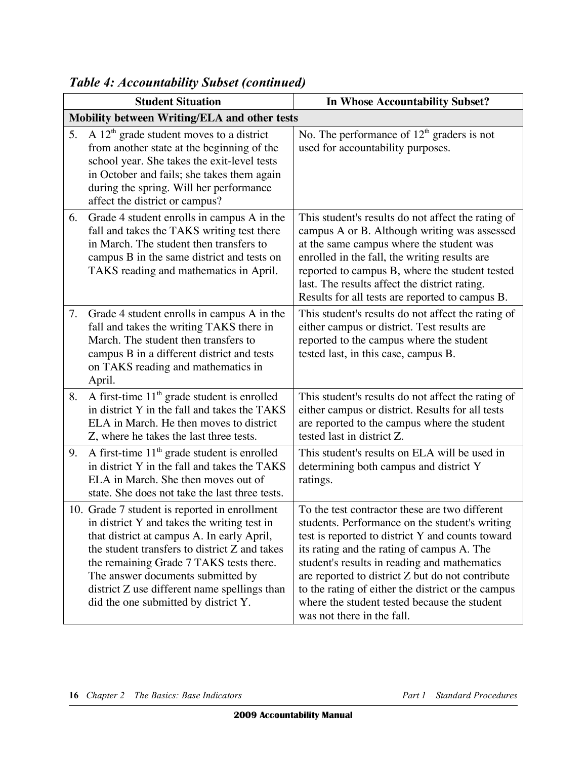### *Table 4: Accountability Subset (continued)*

| Student Situation | In Whose Accountability Subset? |
|---|---|
| **Mobility between Writing/ELA and other tests** | |
| 5. A 12th grade student moves to a district from another state at the beginning of the school year. She takes the exit-level tests in October and fails; she takes them again during the spring. Will her performance affect the district or campus? | No. The performance of 12th graders is not used for accountability purposes. |
| 6. Grade 4 student enrolls in campus A in the fall and takes the TAKS writing test there in March. The student then transfers to campus B in the same district and tests on TAKS reading and mathematics in April. | This student's results do not affect the rating of campus A or B. Although writing was assessed at the same campus where the student was enrolled in the fall, the writing results are reported to campus B, where the student tested last. The results affect the district rating. Results for all tests are reported to campus B. |
| 7. Grade 4 student enrolls in campus A in the fall and takes the writing TAKS there in March. The student then transfers to campus B in a different district and tests on TAKS reading and mathematics in April. | This student's results do not affect the rating of either campus or district. Test results are reported to the campus where the student tested last, in this case, campus B. |
| 8. A first-time 11th grade student is enrolled in district Y in the fall and takes the TAKS ELA in March. He then moves to district Z, where he takes the last three tests. | This student's results do not affect the rating of either campus or district. Results for all tests are reported to the campus where the student tested last in district Z. |
| 9. A first-time 11th grade student is enrolled in district Y in the fall and takes the TAKS ELA in March. She then moves out of state. She does not take the last three tests. | This student's results on ELA will be used in determining both campus and district Y ratings. |
| 10. Grade 7 student is reported in enrollment in district Y and takes the writing test in that district at campus A. In early April, the student transfers to district Z and takes the remaining Grade 7 TAKS tests there. The answer documents submitted by district Z use different name spellings than did the one submitted by district Y. | To the test contractor these are two different students. Performance on the student's writing test is reported to district Y and counts toward its rating and the rating of campus A. The student's results in reading and mathematics are reported to district Z but do not contribute to the rating of either the district or the campus where the student tested because the student was not there in the fall. |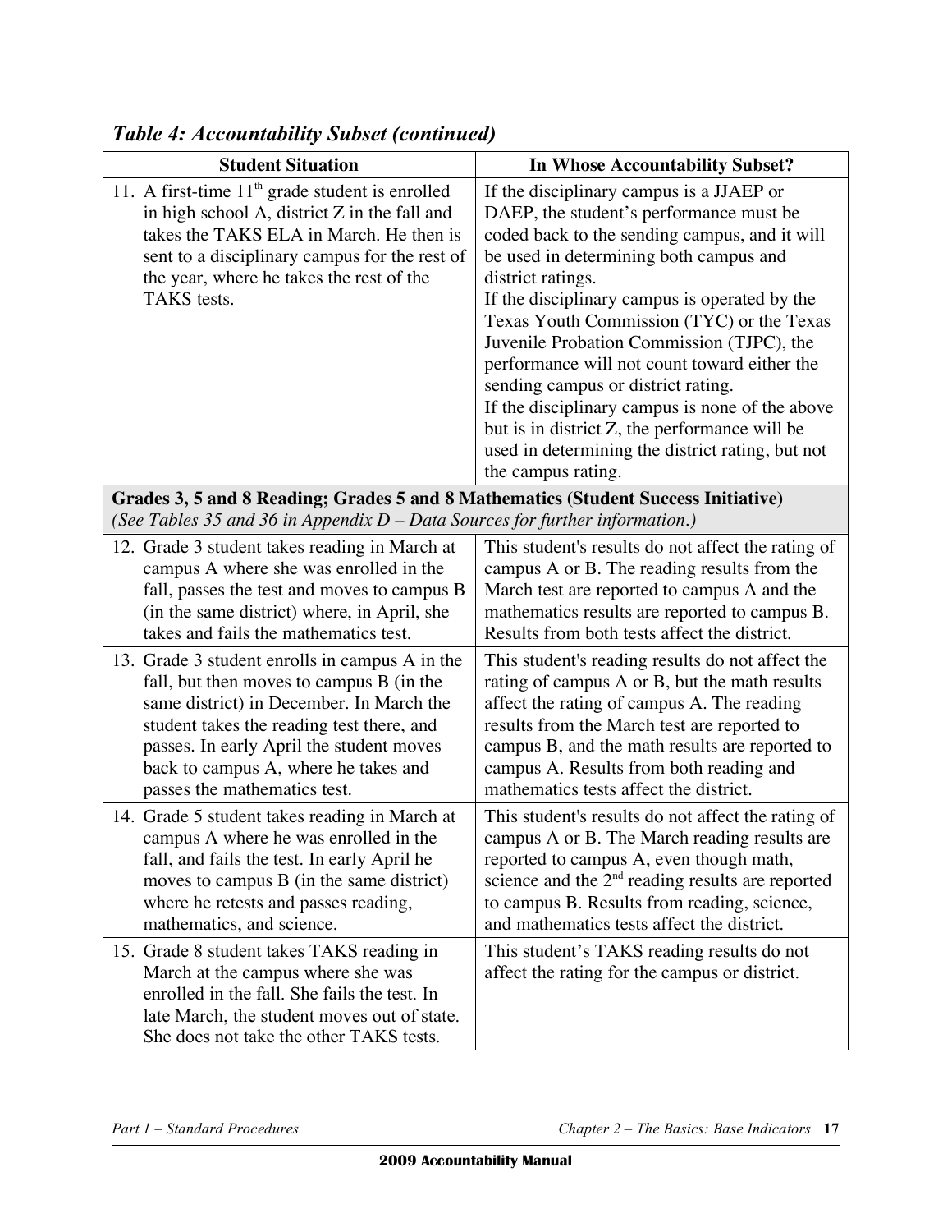*Table 4: Accountability Subset (continued)*

| Student Situation | In Whose Accountability Subset? |
|---|---|
| 11. A first-time 11th grade student is enrolled in high school A, district Z in the fall and takes the TAKS ELA in March. He then is sent to a disciplinary campus for the rest of the year, where he takes the rest of the TAKS tests. | If the disciplinary campus is a JJAEP or DAEP, the student's performance must be coded back to the sending campus, and it will be used in determining both campus and district ratings.<br>If the disciplinary campus is operated by the Texas Youth Commission (TYC) or the Texas Juvenile Probation Commission (TJPC), the performance will not count toward either the sending campus or district rating.<br>If the disciplinary campus is none of the above but is in district Z, the performance will be used in determining the district rating, but not the campus rating. |
| **Grades 3, 5 and 8 Reading; Grades 5 and 8 Mathematics (Student Success Initiative)**<br>*(See Tables 35 and 36 in Appendix D – Data Sources for further information.)* | |
| 12. Grade 3 student takes reading in March at campus A where she was enrolled in the fall, passes the test and moves to campus B (in the same district) where, in April, she takes and fails the mathematics test. | This student's results do not affect the rating of campus A or B. The reading results from the March test are reported to campus A and the mathematics results are reported to campus B. Results from both tests affect the district. |
| 13. Grade 3 student enrolls in campus A in the fall, but then moves to campus B (in the same district) in December. In March the student takes the reading test there, and passes. In early April the student moves back to campus A, where he takes and passes the mathematics test. | This student's reading results do not affect the rating of campus A or B, but the math results affect the rating of campus A. The reading results from the March test are reported to campus B, and the math results are reported to campus A. Results from both reading and mathematics tests affect the district. |
| 14. Grade 5 student takes reading in March at campus A where he was enrolled in the fall, and fails the test. In early April he moves to campus B (in the same district) where he retests and passes reading, mathematics, and science. | This student's results do not affect the rating of campus A or B. The March reading results are reported to campus A, even though math, science and the 2nd reading results are reported to campus B. Results from reading, science, and mathematics tests affect the district. |
| 15. Grade 8 student takes TAKS reading in March at the campus where she was enrolled in the fall. She fails the test. In late March, the student moves out of state. She does not take the other TAKS tests. | This student's TAKS reading results do not affect the rating for the campus or district. |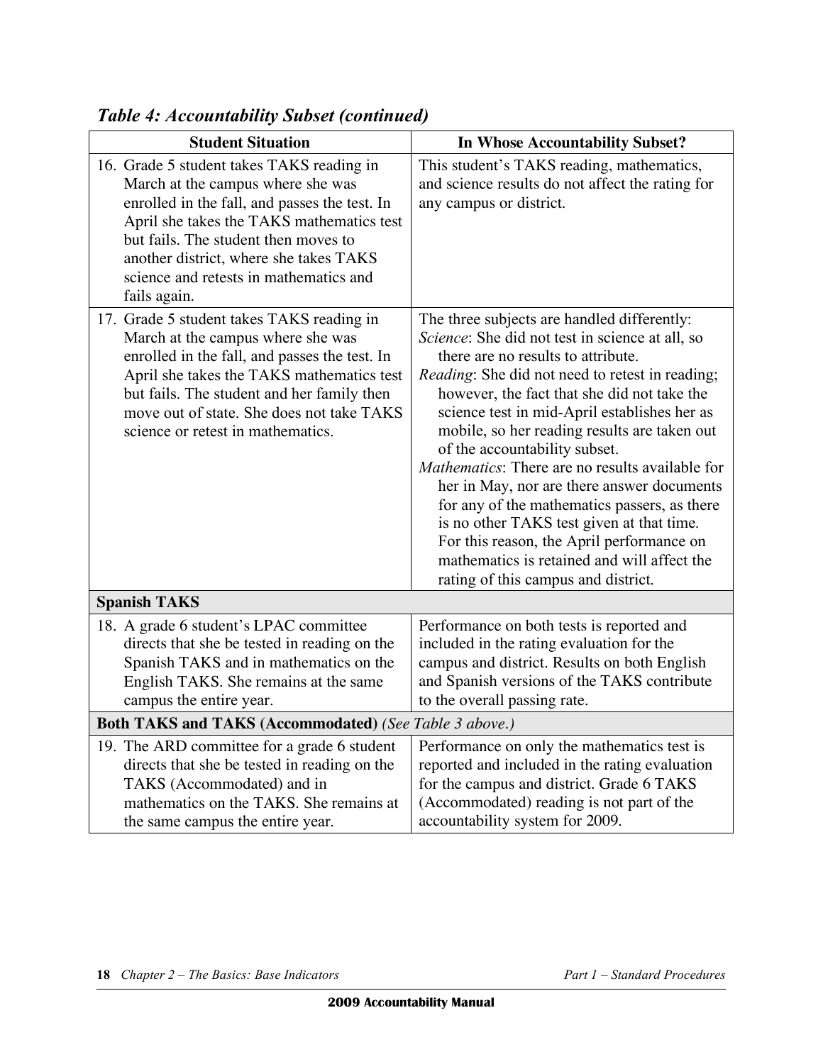### *Table 4: Accountability Subset (continued)*

| Student Situation | In Whose Accountability Subset? |
|---|---|
| 16. Grade 5 student takes TAKS reading in March at the campus where she was enrolled in the fall, and passes the test. In April she takes the TAKS mathematics test but fails. The student then moves to another district, where she takes TAKS science and retests in mathematics and fails again. | This student's TAKS reading, mathematics, and science results do not affect the rating for any campus or district. |
| 17. Grade 5 student takes TAKS reading in March at the campus where she was enrolled in the fall, and passes the test. In April she takes the TAKS mathematics test but fails. The student and her family then move out of state. She does not take TAKS science or retest in mathematics. | The three subjects are handled differently: *Science*: She did not test in science at all, so there are no results to attribute. *Reading*: She did not need to retest in reading; however, the fact that she did not take the science test in mid-April establishes her as mobile, so her reading results are taken out of the accountability subset. *Mathematics*: There are no results available for her in May, nor are there answer documents for any of the mathematics passers, as there is no other TAKS test given at that time. For this reason, the April performance on mathematics is retained and will affect the rating of this campus and district. |
| **Spanish TAKS** | |
| 18. A grade 6 student's LPAC committee directs that she be tested in reading on the Spanish TAKS and in mathematics on the English TAKS. She remains at the same campus the entire year. | Performance on both tests is reported and included in the rating evaluation for the campus and district. Results on both English and Spanish versions of the TAKS contribute to the overall passing rate. |
| **Both TAKS and TAKS (Accommodated)** *(See Table 3 above.)* | |
| 19. The ARD committee for a grade 6 student directs that she be tested in reading on the TAKS (Accommodated) and in mathematics on the TAKS. She remains at the same campus the entire year. | Performance on only the mathematics test is reported and included in the rating evaluation for the campus and district. Grade 6 TAKS (Accommodated) reading is not part of the accountability system for 2009. |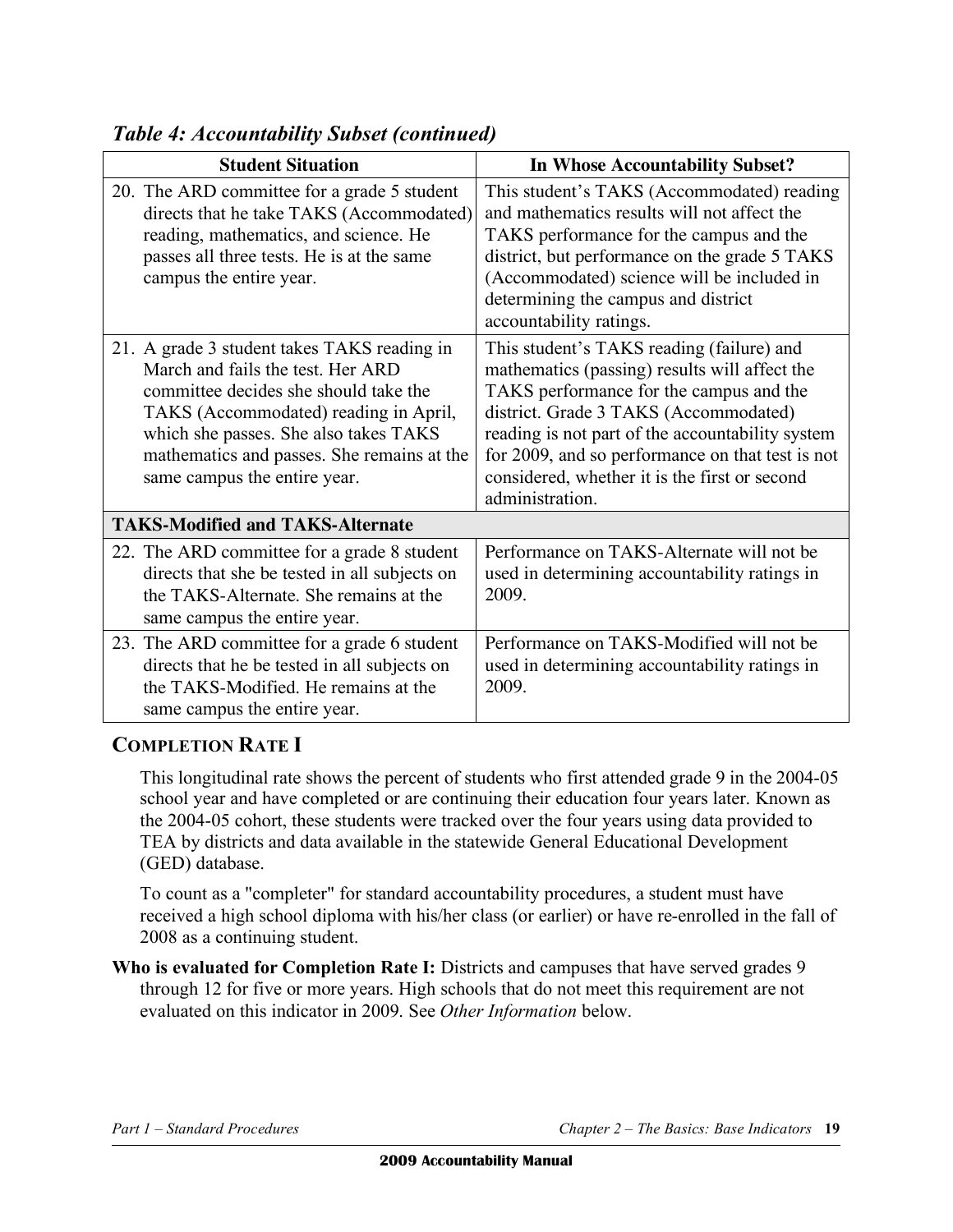*Table 4: Accountability Subset (continued)*

| Student Situation | In Whose Accountability Subset? |
|---|---|
| 20. The ARD committee for a grade 5 student directs that he take TAKS (Accommodated) reading, mathematics, and science. He passes all three tests. He is at the same campus the entire year. | This student's TAKS (Accommodated) reading and mathematics results will not affect the TAKS performance for the campus and the district, but performance on the grade 5 TAKS (Accommodated) science will be included in determining the campus and district accountability ratings. |
| 21. A grade 3 student takes TAKS reading in March and fails the test. Her ARD committee decides she should take the TAKS (Accommodated) reading in April, which she passes. She also takes TAKS mathematics and passes. She remains at the same campus the entire year. | This student's TAKS reading (failure) and mathematics (passing) results will affect the TAKS performance for the campus and the district. Grade 3 TAKS (Accommodated) reading is not part of the accountability system for 2009, and so performance on that test is not considered, whether it is the first or second administration. |
| **TAKS-Modified and TAKS-Alternate** | |
| 22. The ARD committee for a grade 8 student directs that she be tested in all subjects on the TAKS-Alternate. She remains at the same campus the entire year. | Performance on TAKS-Alternate will not be used in determining accountability ratings in 2009. |
| 23. The ARD committee for a grade 6 student directs that he be tested in all subjects on the TAKS-Modified. He remains at the same campus the entire year. | Performance on TAKS-Modified will not be used in determining accountability ratings in 2009. |

## COMPLETION RATE I

This longitudinal rate shows the percent of students who first attended grade 9 in the 2004-05 school year and have completed or are continuing their education four years later. Known as the 2004-05 cohort, these students were tracked over the four years using data provided to TEA by districts and data available in the statewide General Educational Development (GED) database.

To count as a "completer" for standard accountability procedures, a student must have received a high school diploma with his/her class (or earlier) or have re-enrolled in the fall of 2008 as a continuing student.

**Who is evaluated for Completion Rate I:** Districts and campuses that have served grades 9 through 12 for five or more years. High schools that do not meet this requirement are not evaluated on this indicator in 2009. See *Other Information* below.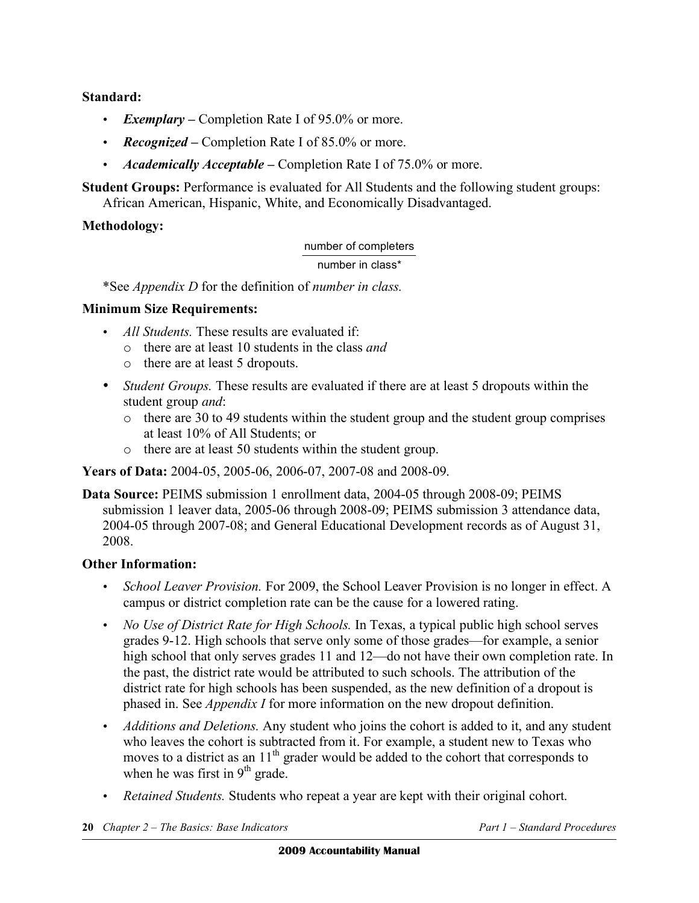**Standard:**

- ***Exemplary*** **–** Completion Rate I of 95.0% or more.
- ***Recognized*** **–** Completion Rate I of 85.0% or more.
- ***Academically Acceptable*** **–** Completion Rate I of 75.0% or more.

**Student Groups:** Performance is evaluated for All Students and the following student groups: African American, Hispanic, White, and Economically Disadvantaged.

**Methodology:**

$$\frac{\text{number of completers}}{\text{number in class*}}$$

*See *Appendix D* for the definition of *number in class.*

**Minimum Size Requirements:**

- *All Students.* These results are evaluated if:
  - there are at least 10 students in the class *and*
  - there are at least 5 dropouts.
- *Student Groups.* These results are evaluated if there are at least 5 dropouts within the student group *and*:
  - there are 30 to 49 students within the student group and the student group comprises at least 10% of All Students; or
  - there are at least 50 students within the student group.

**Years of Data:** 2004-05, 2005-06, 2006-07, 2007-08 and 2008-09.

**Data Source:** PEIMS submission 1 enrollment data, 2004-05 through 2008-09; PEIMS submission 1 leaver data, 2005-06 through 2008-09; PEIMS submission 3 attendance data, 2004-05 through 2007-08; and General Educational Development records as of August 31, 2008.

**Other Information:**

- *School Leaver Provision.* For 2009, the School Leaver Provision is no longer in effect. A campus or district completion rate can be the cause for a lowered rating.
- *No Use of District Rate for High Schools.* In Texas, a typical public high school serves grades 9-12. High schools that serve only some of those grades—for example, a senior high school that only serves grades 11 and 12—do not have their own completion rate. In the past, the district rate would be attributed to such schools. The attribution of the district rate for high schools has been suspended, as the new definition of a dropout is phased in. See *Appendix I* for more information on the new dropout definition.
- *Additions and Deletions.* Any student who joins the cohort is added to it, and any student who leaves the cohort is subtracted from it. For example, a student new to Texas who moves to a district as an 11th grader would be added to the cohort that corresponds to when he was first in 9th grade.
- *Retained Students.* Students who repeat a year are kept with their original cohort.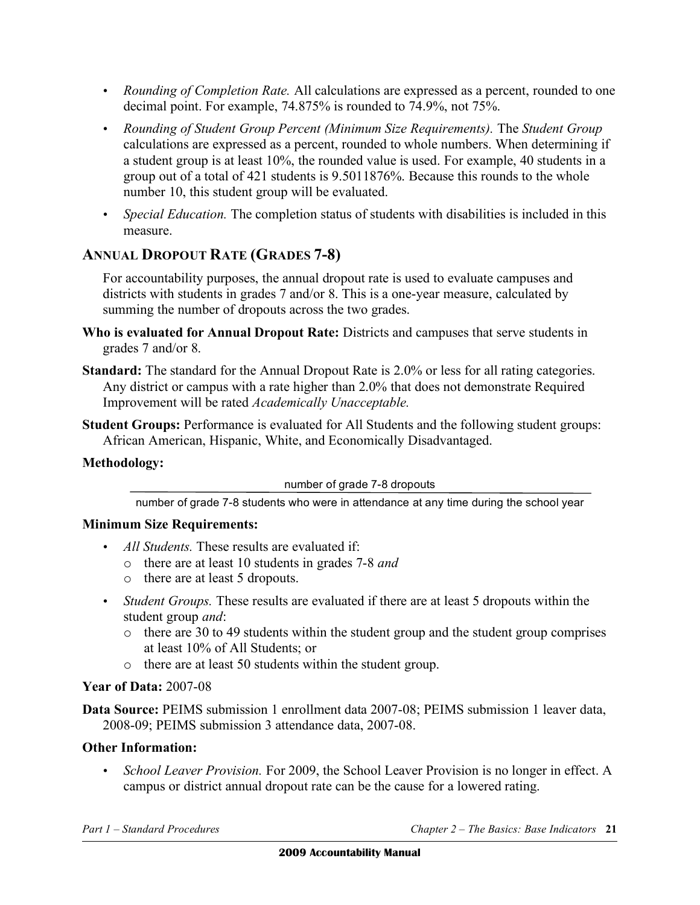- *Rounding of Completion Rate.* All calculations are expressed as a percent, rounded to one decimal point. For example, 74.875% is rounded to 74.9%, not 75%.
- *Rounding of Student Group Percent (Minimum Size Requirements).* The *Student Group* calculations are expressed as a percent, rounded to whole numbers. When determining if a student group is at least 10%, the rounded value is used. For example, 40 students in a group out of a total of 421 students is 9.5011876%. Because this rounds to the whole number 10, this student group will be evaluated.
- *Special Education.* The completion status of students with disabilities is included in this measure.

## ANNUAL DROPOUT RATE (GRADES 7-8)

For accountability purposes, the annual dropout rate is used to evaluate campuses and districts with students in grades 7 and/or 8. This is a one-year measure, calculated by summing the number of dropouts across the two grades.

**Who is evaluated for Annual Dropout Rate:** Districts and campuses that serve students in grades 7 and/or 8.

**Standard:** The standard for the Annual Dropout Rate is 2.0% or less for all rating categories. Any district or campus with a rate higher than 2.0% that does not demonstrate Required Improvement will be rated *Academically Unacceptable.*

**Student Groups:** Performance is evaluated for All Students and the following student groups: African American, Hispanic, White, and Economically Disadvantaged.

**Methodology:**

$$\frac{\text{number of grade 7-8 dropouts}}{\text{number of grade 7-8 students who were in attendance at any time during the school year}}$$

**Minimum Size Requirements:**

- *All Students.* These results are evaluated if:
  - there are at least 10 students in grades 7-8 *and*
  - there are at least 5 dropouts.
- *Student Groups.* These results are evaluated if there are at least 5 dropouts within the student group *and*:
  - there are 30 to 49 students within the student group and the student group comprises at least 10% of All Students; or
  - there are at least 50 students within the student group.

**Year of Data:** 2007-08

**Data Source:** PEIMS submission 1 enrollment data 2007-08; PEIMS submission 1 leaver data, 2008-09; PEIMS submission 3 attendance data, 2007-08.

**Other Information:**

- *School Leaver Provision.* For 2009, the School Leaver Provision is no longer in effect. A campus or district annual dropout rate can be the cause for a lowered rating.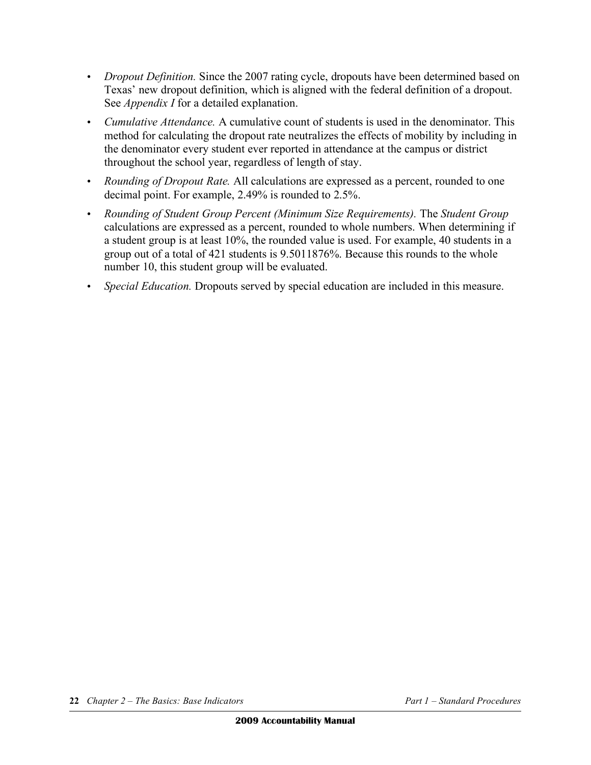- *Dropout Definition.* Since the 2007 rating cycle, dropouts have been determined based on Texas' new dropout definition, which is aligned with the federal definition of a dropout. See *Appendix I* for a detailed explanation.
- *Cumulative Attendance.* A cumulative count of students is used in the denominator. This method for calculating the dropout rate neutralizes the effects of mobility by including in the denominator every student ever reported in attendance at the campus or district throughout the school year, regardless of length of stay.
- *Rounding of Dropout Rate.* All calculations are expressed as a percent, rounded to one decimal point. For example, 2.49% is rounded to 2.5%.
- *Rounding of Student Group Percent (Minimum Size Requirements).* The *Student Group* calculations are expressed as a percent, rounded to whole numbers. When determining if a student group is at least 10%, the rounded value is used. For example, 40 students in a group out of a total of 421 students is 9.5011876%. Because this rounds to the whole number 10, this student group will be evaluated.
- *Special Education.* Dropouts served by special education are included in this measure.